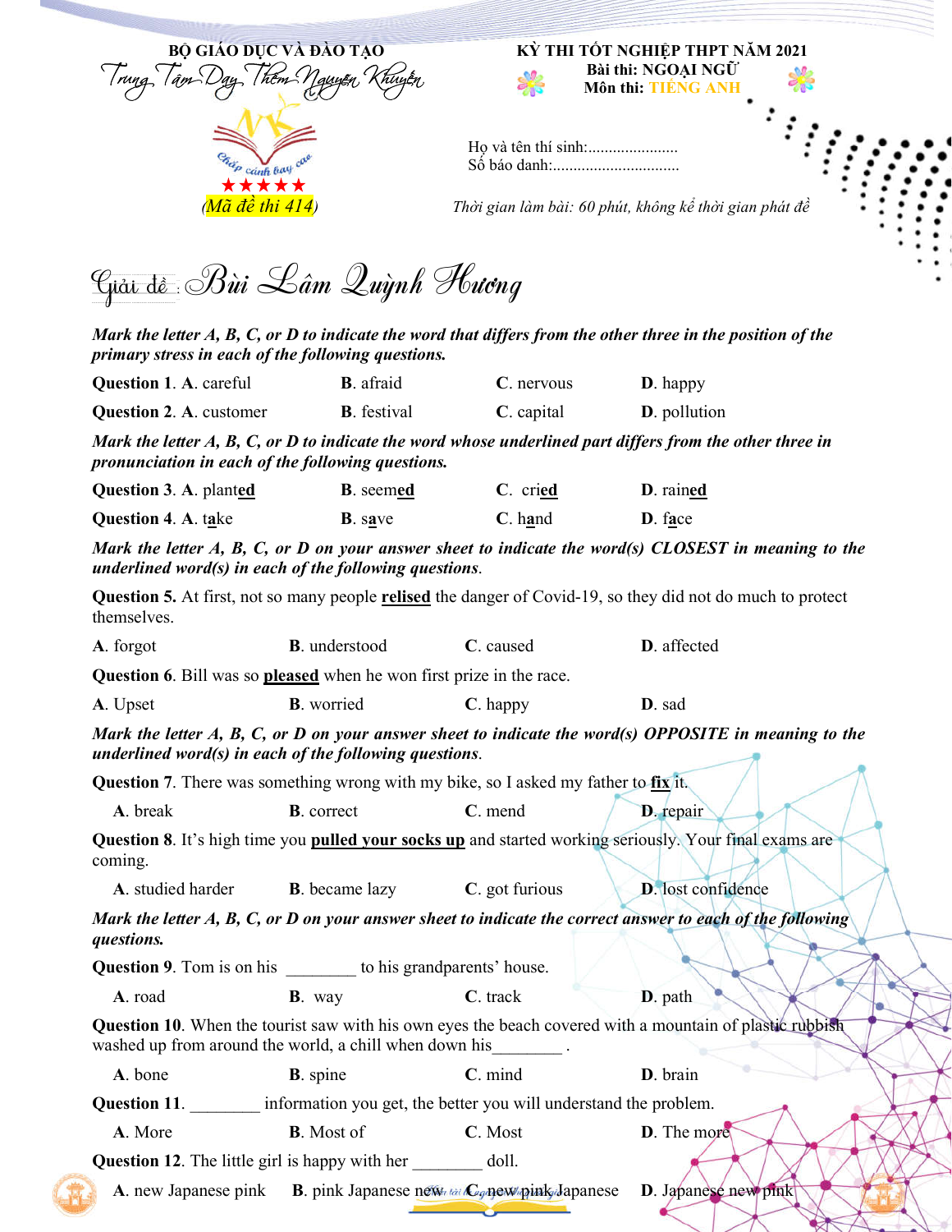BỘ GIÁO DỤC VÀ ĐÀO TẠO

Trung Tâm Dạy Thêm Nguyễn Khuyến

Chắp cánh bay cao

(Mã đề thi 414)

KỲ THI TỐT NGHIỆP THPT NĂM 2021

Bài thi: NGOẠI NGỮ

Môn thi: TIẾNG ANH

Họ và tên thí sinh:.......................

Số báo danh:...............................

*Thời gian làm bài: 60 phút, không kể thời gian phát đề*

Giải đề: Bùi Lâm Quỳnh Hương

***Mark the letter A, B, C, or D to indicate the word that differs from the other three in the position of the primary stress in each of the following questions.***

**Question 1**. **A**. careful **B**. afraid **C**. nervous **D**. happy

**Question 2**. **A**. customer **B**. festival **C**. capital **D**. pollution

***Mark the letter A, B, C, or D to indicate the word whose underlined part differs from the other three in pronunciation in each of the following questions.***

**Question 3**. **A**. plant**ed** **B**. seem**ed** **C**. cri**ed** **D**. rain**ed**

**Question 4**. **A**. t**a**ke **B**. s**a**ve **C**. h**a**nd **D**. f**a**ce

***Mark the letter A, B, C, or D on your answer sheet to indicate the word(s) CLOSEST in meaning to the underlined word(s) in each of the following questions.***

**Question 5.** At first, not so many people **relised** the danger of Covid-19, so they did not do much to protect themselves.

**A**. forgot **B**. understood **C**. caused **D**. affected

**Question 6**. Bill was so **pleased** when he won first prize in the race.

**A**. Upset **B**. worried **C**. happy **D**. sad

***Mark the letter A, B, C, or D on your answer sheet to indicate the word(s) OPPOSITE in meaning to the underlined word(s) in each of the following questions.***

**Question 7**. There was something wrong with my bike, so I asked my father to **fix** it.

**A**. break **B**. correct **C**. mend **D**. repair

**Question 8**. It's high time you **pulled your socks up** and started working seriously. Your final exams are coming.

**A**. studied harder **B**. became lazy **C**. got furious **D**. lost confidence

***Mark the letter A, B, C, or D on your answer sheet to indicate the correct answer to each of the following questions.***

**Question 9**. Tom is on his ________ to his grandparents' house.

**A**. road **B**. way **C**. track **D**. path

**Question 10**. When the tourist saw with his own eyes the beach covered with a mountain of plastic rubbish washed up from around the world, a chill when down his________ .

**A**. bone **B**. spine **C**. mind **D**. brain

**Question 11**. ________ information you get, the better you will understand the problem.

**A**. More **B**. Most of **C**. Most **D**. The more

**Question 12**. The little girl is happy with her ________ doll.

**A**. new Japanese pink **B**. pink Japanese new **C**. new pink Japanese **D**. Japanese new pink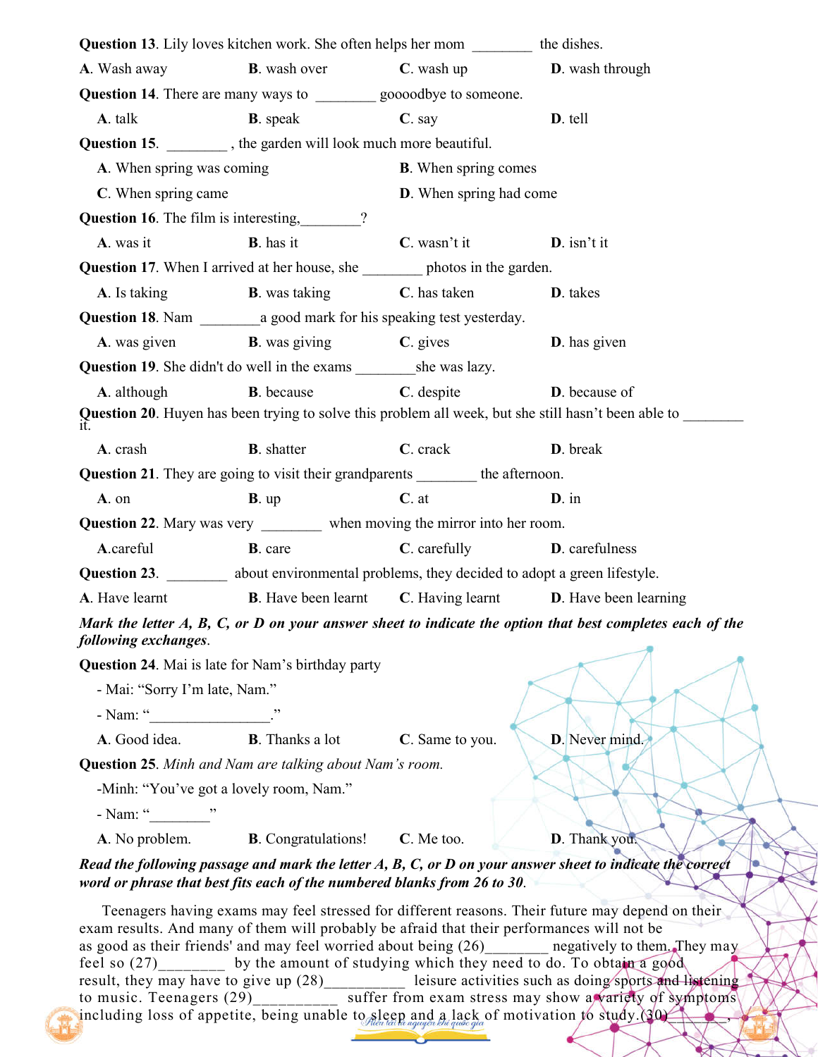**Question 13**. Lily loves kitchen work. She often helps her mom ________ the dishes.

**A**. Wash away **B**. wash over **C**. wash up **D**. wash through

**Question 14**. There are many ways to ________ goooodbye to someone.

**A**. talk **B**. speak **C**. say **D**. tell

**Question 15**. ________ , the garden will look much more beautiful.

**A**. When spring was coming **B**. When spring comes

**C**. When spring came **D**. When spring had come

**Question 16**. The film is interesting,________?

**A**. was it **B**. has it **C**. wasn't it **D**. isn't it

**Question 17**. When I arrived at her house, she ________ photos in the garden.

**A**. Is taking **B**. was taking **C**. has taken **D**. takes

**Question 18**. Nam ________a good mark for his speaking test yesterday.

**A**. was given **B**. was giving **C**. gives **D**. has given

**Question 19**. She didn't do well in the exams ________she was lazy.

**A**. although **B**. because **C**. despite **D**. because of

**Question 20**. Huyen has been trying to solve this problem all week, but she still hasn't been able to ________ it.

**A**. crash **B**. shatter **C**. crack **D**. break

**Question 21**. They are going to visit their grandparents ________ the afternoon.

**A**. on **B**. up **C**. at **D**. in

**Question 22**. Mary was very ________ when moving the mirror into her room.

**A**.careful **B**. care **C**. carefully **D**. carefulness

**Question 23**. ________ about environmental problems, they decided to adopt a green lifestyle.

**A**. Have learnt **B**. Have been learnt **C**. Having learnt **D**. Have been learning

***Mark the letter A, B, C, or D on your answer sheet to indicate the option that best completes each of the following exchanges*.**

**Question 24**. Mai is late for Nam's birthday party

- Mai: "Sorry I'm late, Nam."
- Nam: "________________."

**A**. Good idea. **B**. Thanks a lot **C**. Same to you. **D**. Never mind.

**Question 25**. *Minh and Nam are talking about Nam's room.*

- Minh: "You've got a lovely room, Nam."
- Nam: "________"

**A**. No problem. **B**. Congratulations! **C**. Me too. **D**. Thank you.

***Read the following passage and mark the letter A, B, C, or D on your answer sheet to indicate the correct word or phrase that best fits each of the numbered blanks from 26 to 30*.**

Teenagers having exams may feel stressed for different reasons. Their future may depend on their exam results. And many of them will probably be afraid that their performances will not be as good as their friends' and may feel worried about being (26)________ negatively to them. They may feel so (27)________ by the amount of studying which they need to do. To obtain a good result, they may have to give up (28)__________ leisure activities such as doing sports and listening to music. Teenagers (29)__________ suffer from exam stress may show a variety of symptoms including loss of appetite, being unable to sleep and a lack of motivation to study.(30)________,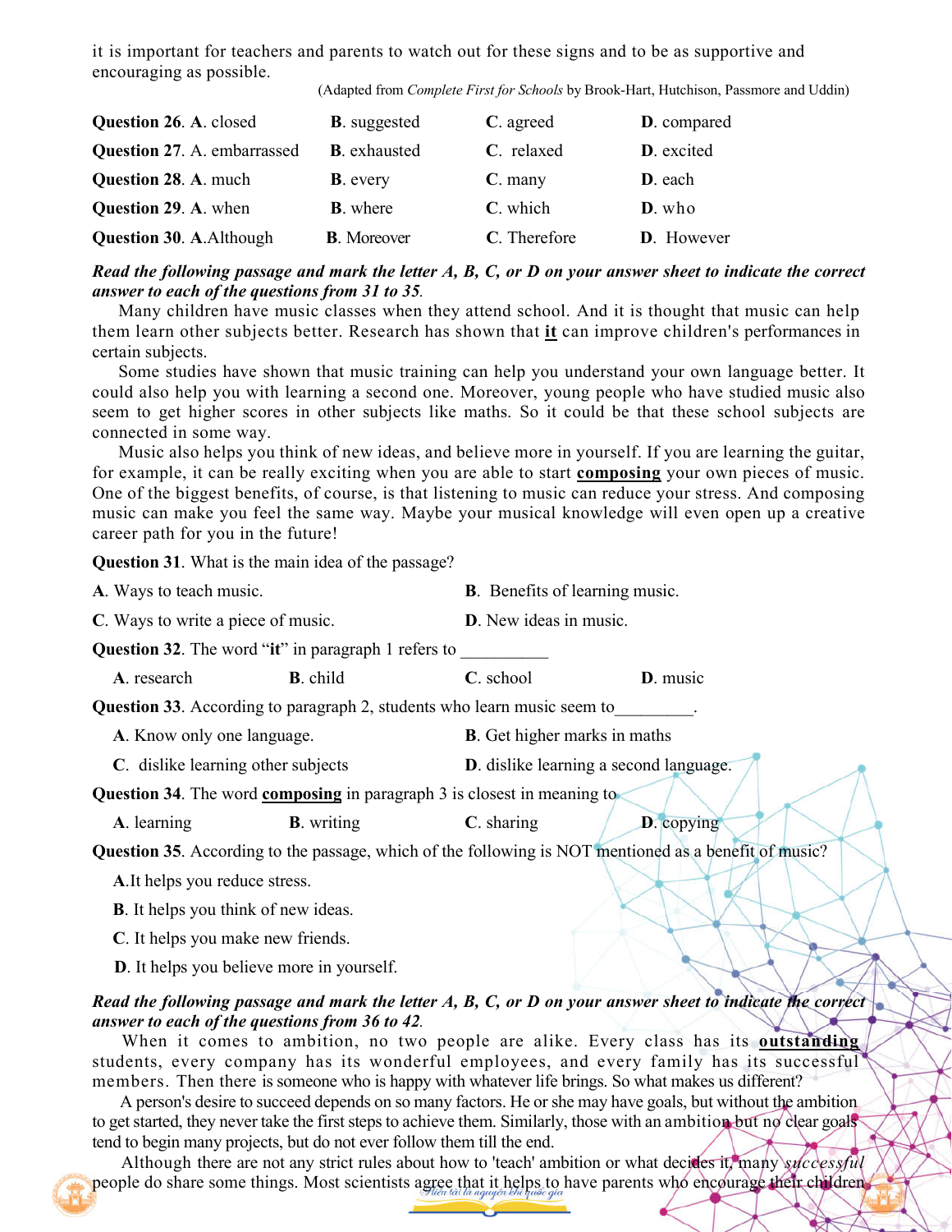it is important for teachers and parents to watch out for these signs and to be as supportive and encouraging as possible.

(Adapted from *Complete First for Schools* by Brook-Hart, Hutchison, Passmore and Uddin)

**Question 26**. **A**. closed **B**. suggested **C**. agreed **D**. compared

**Question 27**. A. embarrassed **B**. exhausted **C**. relaxed **D**. excited

**Question 28**. **A**. much **B**. every **C**. many **D**. each

**Question 29**. **A**. when **B**. where **C**. which **D**. who

**Question 30**. **A**.Although **B**. Moreover **C**. Therefore **D**. However

***Read the following passage and mark the letter A, B, C, or D on your answer sheet to indicate the correct answer to each of the questions from 31 to 35.***

Many children have music classes when they attend school. And it is thought that music can help them learn other subjects better. Research has shown that **it** can improve children's performances in certain subjects.

Some studies have shown that music training can help you understand your own language better. It could also help you with learning a second one. Moreover, young people who have studied music also seem to get higher scores in other subjects like maths. So it could be that these school subjects are connected in some way.

Music also helps you think of new ideas, and believe more in yourself. If you are learning the guitar, for example, it can be really exciting when you are able to start **composing** your own pieces of music. One of the biggest benefits, of course, is that listening to music can reduce your stress. And composing music can make you feel the same way. Maybe your musical knowledge will even open up a creative career path for you in the future!

**Question 31**. What is the main idea of the passage?

**A**. Ways to teach music.

**B**. Benefits of learning music.

**C**. Ways to write a piece of music.

**D**. New ideas in music.

**Question 32**. The word "**it**" in paragraph 1 refers to __________

**A**. research **B**. child **C**. school **D**. music

**Question 33**. According to paragraph 2, students who learn music seem to_________.

**A**. Know only one language.

**B**. Get higher marks in maths

**C**. dislike learning other subjects

**D**. dislike learning a second language.

**Question 34**. The word **composing** in paragraph 3 is closest in meaning to

**A**. learning **B**. writing **C**. sharing **D**. copying

**Question 35**. According to the passage, which of the following is NOT mentioned as a benefit of music?

**A**.It helps you reduce stress.

**B**. It helps you think of new ideas.

**C**. It helps you make new friends.

**D**. It helps you believe more in yourself.

***Read the following passage and mark the letter A, B, C, or D on your answer sheet to indicate the correct answer to each of the questions from 36 to 42.***

When it comes to ambition, no two people are alike. Every class has its **outstanding** students, every company has its wonderful employees, and every family has its successful members. Then there is someone who is happy with whatever life brings. So what makes us different?

A person's desire to succeed depends on so many factors. He or she may have goals, but without the ambition to get started, they never take the first steps to achieve them. Similarly, those with an ambition but no clear goals tend to begin many projects, but do not ever follow them till the end.

Although there are not any strict rules about how to 'teach' ambition or what decides it, many *successful* people do share some things. Most scientists agree that it helps to have parents who encourage their children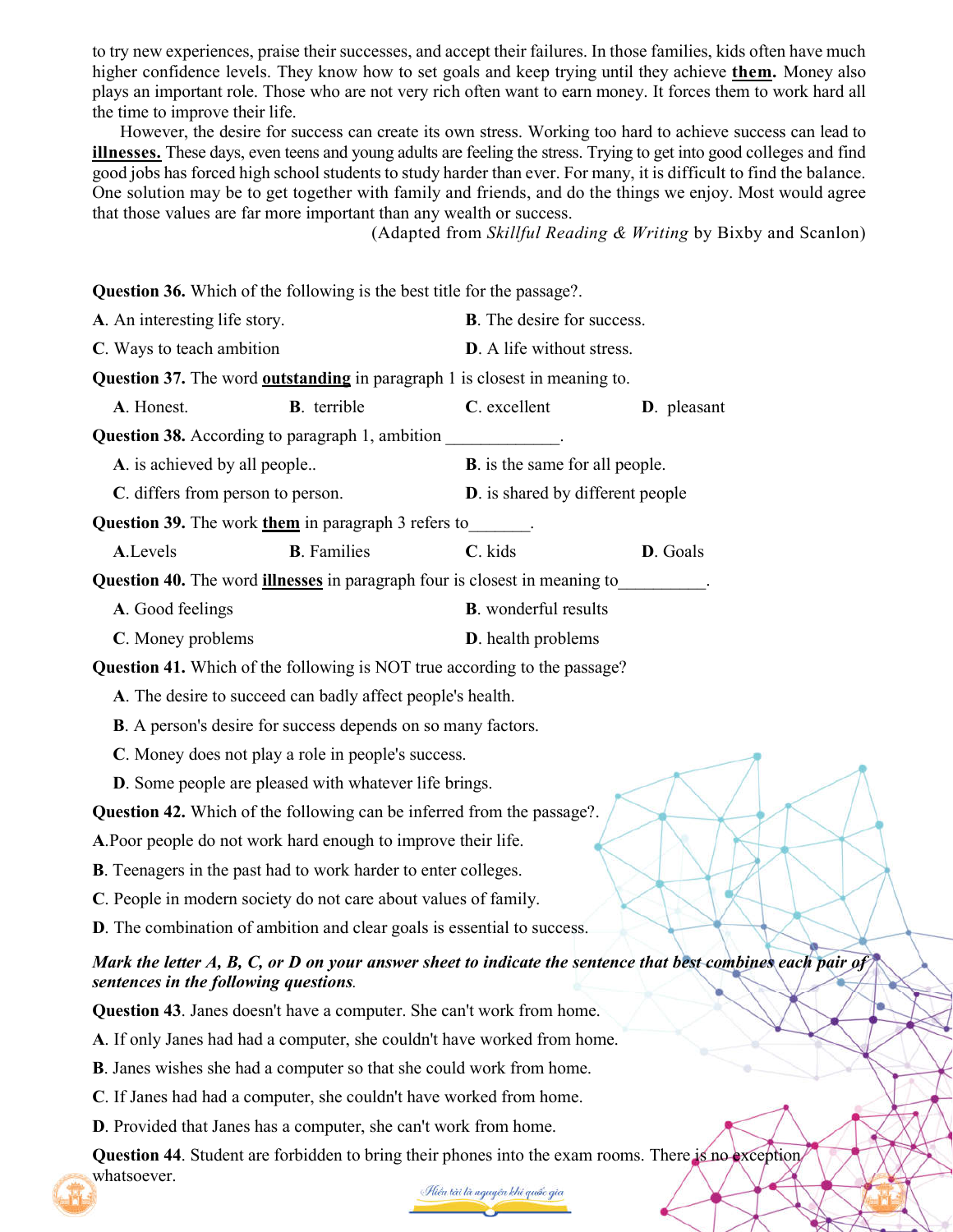to try new experiences, praise their successes, and accept their failures. In those families, kids often have much higher confidence levels. They know how to set goals and keep trying until they achieve **them.** Money also plays an important role. Those who are not very rich often want to earn money. It forces them to work hard all the time to improve their life.

However, the desire for success can create its own stress. Working too hard to achieve success can lead to **illnesses.** These days, even teens and young adults are feeling the stress. Trying to get into good colleges and find good jobs has forced high school students to study harder than ever. For many, it is difficult to find the balance. One solution may be to get together with family and friends, and do the things we enjoy. Most would agree that those values are far more important than any wealth or success.

(Adapted from *Skillful Reading & Writing* by Bixby and Scanlon)

**Question 36.** Which of the following is the best title for the passage?.

**A**. An interesting life story.

**B**. The desire for success.

**C**. Ways to teach ambition

**D**. A life without stress.

**Question 37.** The word **outstanding** in paragraph 1 is closest in meaning to.

**A**. Honest.

**B**. terrible

**C**. excellent

**D**. pleasant

**Question 38.** According to paragraph 1, ambition _____________.

**A**. is achieved by all people..

**B**. is the same for all people.

**C**. differs from person to person.

**D**. is shared by different people

**Question 39.** The work **them** in paragraph 3 refers to_______.

**A**.Levels

**B**. Families

**C**. kids

**D**. Goals

**Question 40.** The word **illnesses** in paragraph four is closest in meaning to__________.

**A**. Good feelings

**B**. wonderful results

**C**. Money problems

**D**. health problems

**Question 41.** Which of the following is NOT true according to the passage?

**A**. The desire to succeed can badly affect people's health.

**B**. A person's desire for success depends on so many factors.

**C**. Money does not play a role in people's success.

**D**. Some people are pleased with whatever life brings.

**Question 42.** Which of the following can be inferred from the passage?.

**A**.Poor people do not work hard enough to improve their life.

**B**. Teenagers in the past had to work harder to enter colleges.

**C**. People in modern society do not care about values of family.

**D**. The combination of ambition and clear goals is essential to success.

***Mark the letter A, B, C, or D on your answer sheet to indicate the sentence that best combines each pair of sentences in the following questions.***

**Question 43**. Janes doesn't have a computer. She can't work from home.

**A**. If only Janes had had a computer, she couldn't have worked from home.

**B**. Janes wishes she had a computer so that she could work from home.

**C**. If Janes had had a computer, she couldn't have worked from home.

**D**. Provided that Janes has a computer, she can't work from home.

**Question 44**. Student are forbidden to bring their phones into the exam rooms. There is no exception whatsoever.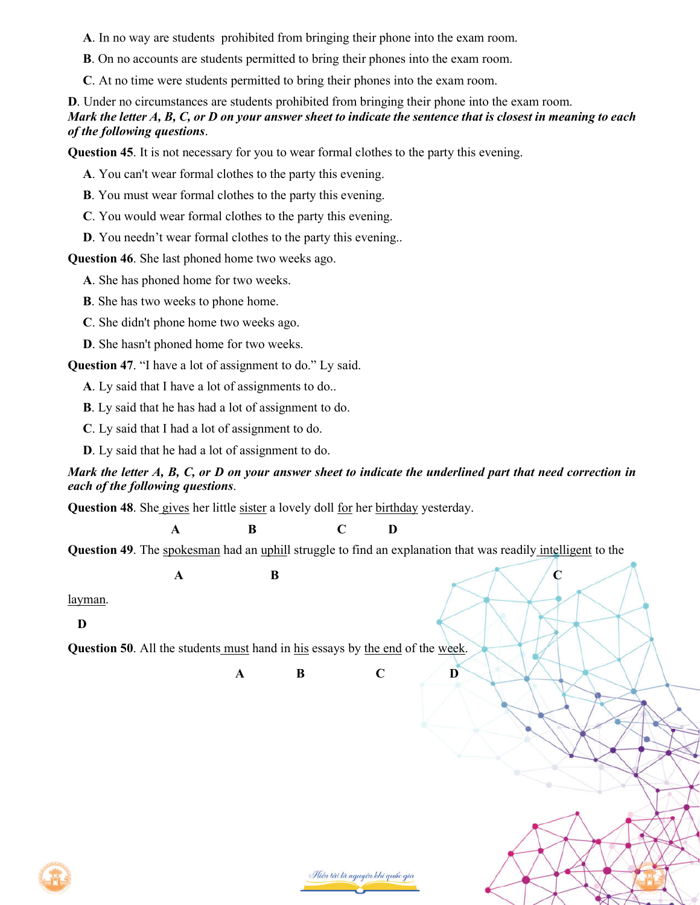**A**. In no way are students  prohibited from bringing their phone into the exam room.

**B**. On no accounts are students permitted to bring their phones into the exam room.

**C**. At no time were students permitted to bring their phones into the exam room.

**D**. Under no circumstances are students prohibited from bringing their phone into the exam room.

***Mark the letter A, B, C, or D on your answer sheet to indicate the sentence that is closest in meaning to each of the following questions***.

**Question 45**. It is not necessary for you to wear formal clothes to the party this evening.

**A**. You can't wear formal clothes to the party this evening.

**B**. You must wear formal clothes to the party this evening.

**C**. You would wear formal clothes to the party this evening.

**D**. You needn't wear formal clothes to the party this evening..

**Question 46**. She last phoned home two weeks ago.

**A**. She has phoned home for two weeks.

**B**. She has two weeks to phone home.

**C**. She didn't phone home two weeks ago.

**D**. She hasn't phoned home for two weeks.

**Question 47**. "I have a lot of assignment to do." Ly said.

**A**. Ly said that I have a lot of assignments to do..

**B**. Ly said that he has had a lot of assignment to do.

**C**. Ly said that I had a lot of assignment to do.

**D**. Ly said that he had a lot of assignment to do.

***Mark the letter A, B, C, or D on your answer sheet to indicate the underlined part that need correction in each of the following questions***.

**Question 48**. She <u>gives</u> (A) her little <u>sister</u> (B) a lovely doll <u>for</u> (C) her <u>birthday</u> (D) yesterday.

**Question 49**. The <u>spokesman</u> (A) had an <u>uphill</u> (B) struggle to find an explanation that was readily <u>intelligent</u> (C) to the <u>layman</u> (D).

**Question 50**. All the students <u>must</u> (A) hand in <u>his</u> (B) essays by <u>the end</u> (C) of the <u>week</u> (D).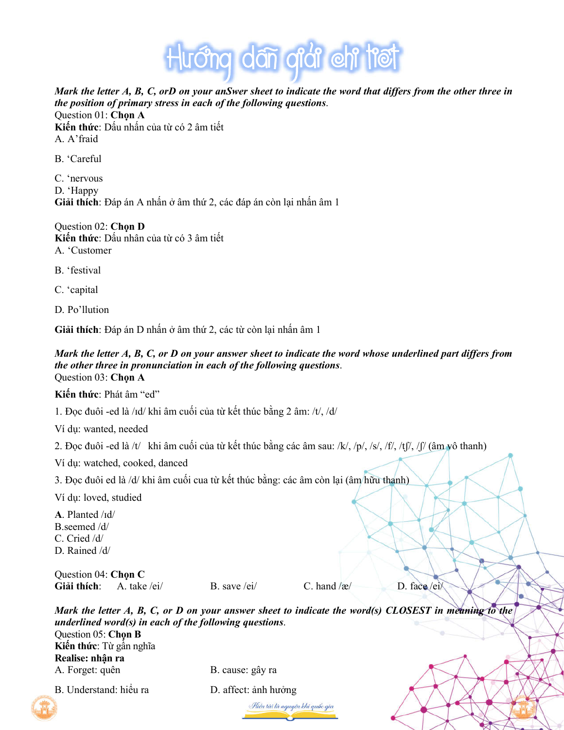# Hướng dẫn giải chi tiết

***Mark the letter A, B, C, orD on your anSwer sheet to indicate the word that differs from the other three in the position of primary stress in each of the following questions.***

Question 01: **Chọn A**

**Kiến thức**: Dấu nhấn của từ có 2 âm tiết

A. A'fraid

B. 'Careful

C. 'nervous

D. 'Happy

**Giải thích**: Đáp án A nhấn ở âm thứ 2, các đáp án còn lại nhấn âm 1

Question 02: **Chọn D**

**Kiến thức**: Dấu nhấn của từ có 3 âm tiết

A. 'Customer

B. 'festival

C. 'capital

D. Po'llution

**Giải thích**: Đáp án D nhấn ở âm thứ 2, các từ còn lại nhấn âm 1

***Mark the letter A, B, C, or D on your answer sheet to indicate the word whose underlined part differs from the other three in pronunciation in each of the following questions.***

Question 03: **Chọn A**

**Kiến thức**: Phát âm "ed"

1. Đọc đuôi -ed là /ɪd/ khi âm cuối của từ kết thúc bằng 2 âm: /t/, /d/

Ví dụ: wanted, needed

2. Đọc đuôi -ed là /t/ khi âm cuối của từ kết thúc bằng các âm sau: /k/, /p/, /s/, /f/, /tʃ/, /ʃ/ (âm vô thanh)

Ví dụ: watched, cooked, danced

3. Đọc đuôi ed là /d/ khi âm cuối cua từ kết thúc bằng: các âm còn lại (âm hữu thanh)

Ví dụ: loved, studied

**A**. Planted /ɪd/

B.seemed /d/

C. Cried /d/

D. Rained /d/

Question 04: **Chọn C**

**Giải thích**: A. take /ei/ B. save /ei/ C. hand /æ/ D. face /ei/

***Mark the letter A, B, C, or D on your answer sheet to indicate the word(s) CLOSEST in meaning to the underlined word(s) in each of the following questions.***

Question 05: **Chọn B**

**Kiến thức**: Từ gần nghĩa

**Realise: nhận ra**

A. Forget: quên

B. cause: gây ra

B. Understand: hiểu ra

D. affect: ảnh hưởng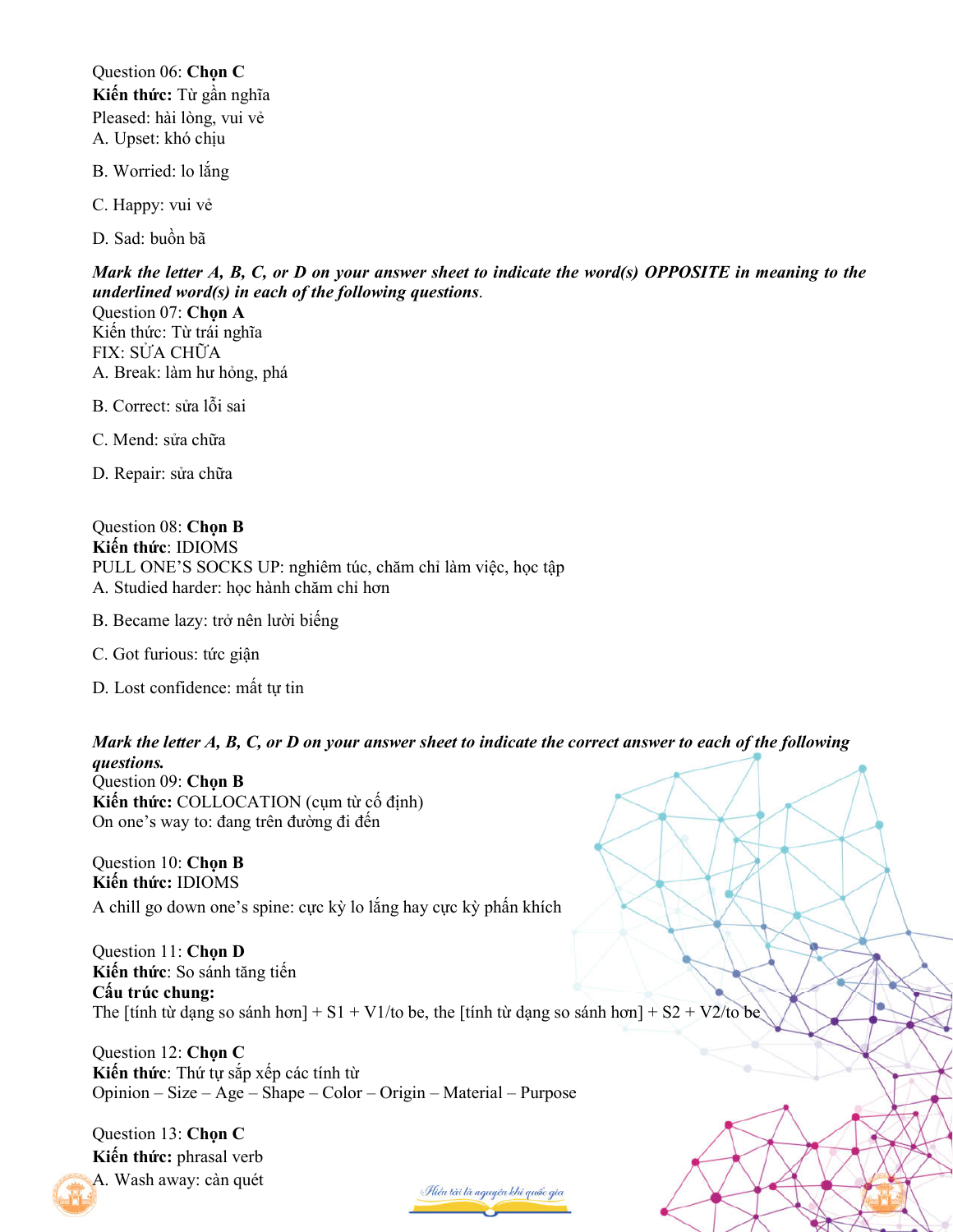Question 06: **Chọn C**
**Kiến thức:** Từ gần nghĩa
Pleased: hài lòng, vui vẻ
A. Upset: khó chịu

B. Worried: lo lắng

C. Happy: vui vẻ

D. Sad: buồn bã

***Mark the letter A, B, C, or D on your answer sheet to indicate the word(s) OPPOSITE in meaning to the underlined word(s) in each of the following questions.***
Question 07: **Chọn A**
Kiến thức: Từ trái nghĩa
FIX: SỬA CHỮA
A. Break: làm hư hỏng, phá

B. Correct: sửa lỗi sai

C. Mend: sửa chữa

D. Repair: sửa chữa

Question 08: **Chọn B**
**Kiến thức**: IDIOMS
PULL ONE'S SOCKS UP: nghiêm túc, chăm chỉ làm việc, học tập
A. Studied harder: học hành chăm chỉ hơn

B. Became lazy: trở nên lười biếng

C. Got furious: tức giận

D. Lost confidence: mất tự tin

***Mark the letter A, B, C, or D on your answer sheet to indicate the correct answer to each of the following questions.***
Question 09: **Chọn B**
**Kiến thức:** COLLOCATION (cụm từ cố định)
On one's way to: đang trên đường đi đến

Question 10: **Chọn B**
**Kiến thức:** IDIOMS
A chill go down one's spine: cực kỳ lo lắng hay cực kỳ phấn khích

Question 11: **Chọn D**
**Kiến thức**: So sánh tăng tiến
**Cấu trúc chung:**
The [tính từ dạng so sánh hơn] + S1 + V1/to be, the [tính từ dạng so sánh hơn] + S2 + V2/to be

Question 12: **Chọn C**
**Kiến thức**: Thứ tự sắp xếp các tính từ
Opinion – Size – Age – Shape – Color – Origin – Material – Purpose

Question 13: **Chọn C**
**Kiến thức:** phrasal verb
A. Wash away: càn quét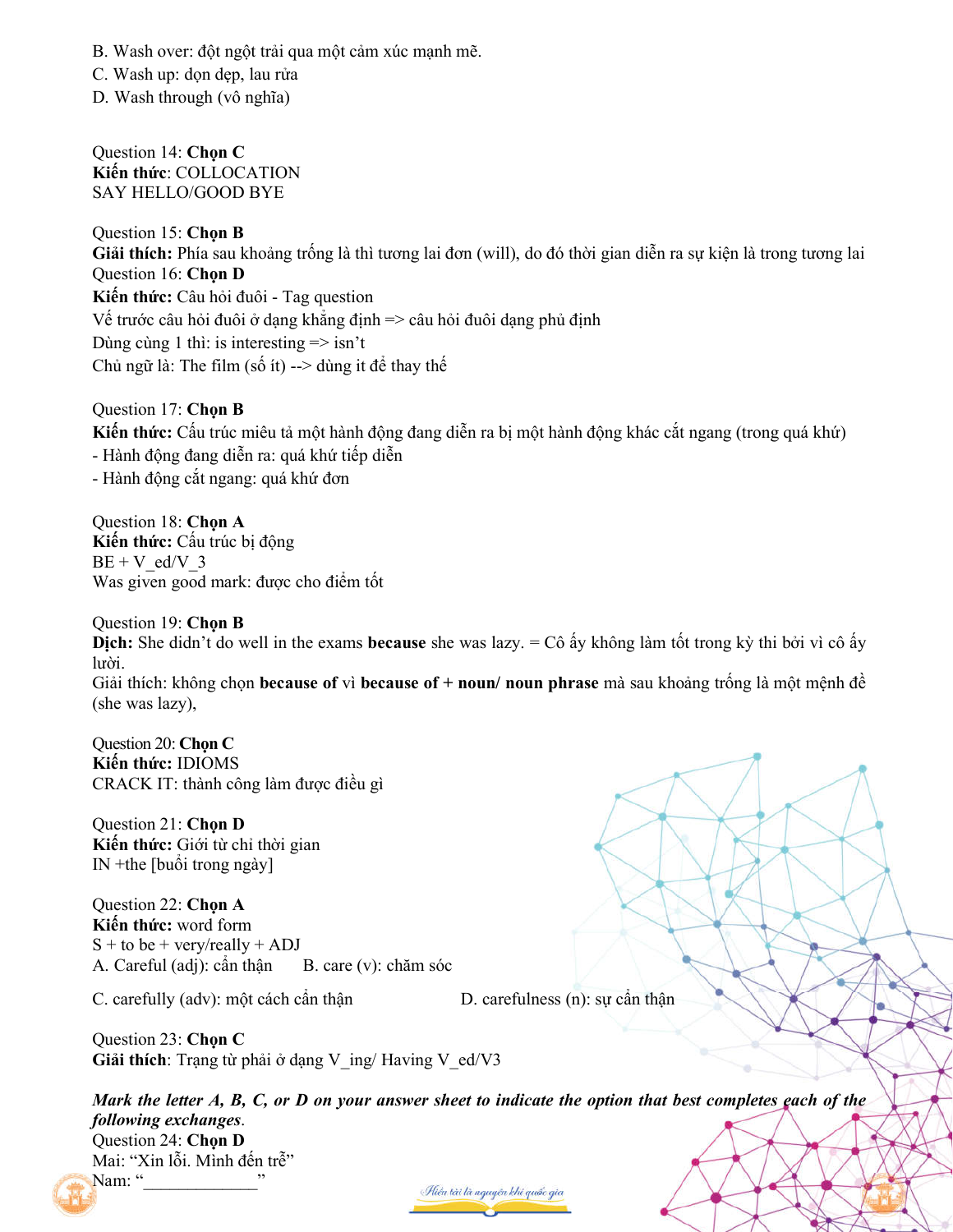B. Wash over: đột ngột trải qua một cảm xúc mạnh mẽ.
C. Wash up: dọn dẹp, lau rửa
D. Wash through (vô nghĩa)

Question 14: **Chọn C**
**Kiến thức**: COLLOCATION
SAY HELLO/GOOD BYE

Question 15: **Chọn B**
**Giải thích:** Phía sau khoảng trống là thì tương lai đơn (will), do đó thời gian diễn ra sự kiện là trong tương lai
Question 16: **Chọn D**
**Kiến thức:** Câu hỏi đuôi - Tag question
Về trước câu hỏi đuôi ở dạng khẳng định => câu hỏi đuôi dạng phủ định
Dùng cùng 1 thì: is interesting => isn't
Chủ ngữ là: The film (số ít) --> dùng it để thay thế

Question 17: **Chọn B**
**Kiến thức:** Cấu trúc miêu tả một hành động đang diễn ra bị một hành động khác cắt ngang (trong quá khứ)
- Hành động đang diễn ra: quá khứ tiếp diễn
- Hành động cắt ngang: quá khứ đơn

Question 18: **Chọn A**
**Kiến thức:** Cấu trúc bị động
BE + V_ed/V_3
Was given good mark: được cho điểm tốt

Question 19: **Chọn B**
**Dịch:** She didn't do well in the exams **because** she was lazy. = Cô ấy không làm tốt trong kỳ thi bởi vì cô ấy lười.
Giải thích: không chọn **because of** vì **because of + noun/ noun phrase** mà sau khoảng trống là một mệnh đề (she was lazy),

Question 20: **Chọn C**
**Kiến thức:** IDIOMS
CRACK IT: thành công làm được điều gì

Question 21: **Chọn D**
**Kiến thức:** Giới từ chỉ thời gian
IN +the [buổi trong ngày]

Question 22: **Chọn A**
**Kiến thức:** word form
S + to be + very/really + ADJ
A. Careful (adj): cẩn thận B. care (v): chăm sóc
C. carefully (adv): một cách cẩn thận D. carefulness (n): sự cẩn thận

Question 23: **Chọn C**
**Giải thích**: Trạng từ phải ở dạng V_ing/ Having V_ed/V3

***Mark the letter A, B, C, or D on your answer sheet to indicate the option that best completes each of the following exchanges.***
Question 24: **Chọn D**
Mai: "Xin lỗi. Mình đến trễ"
Nam: "_____________"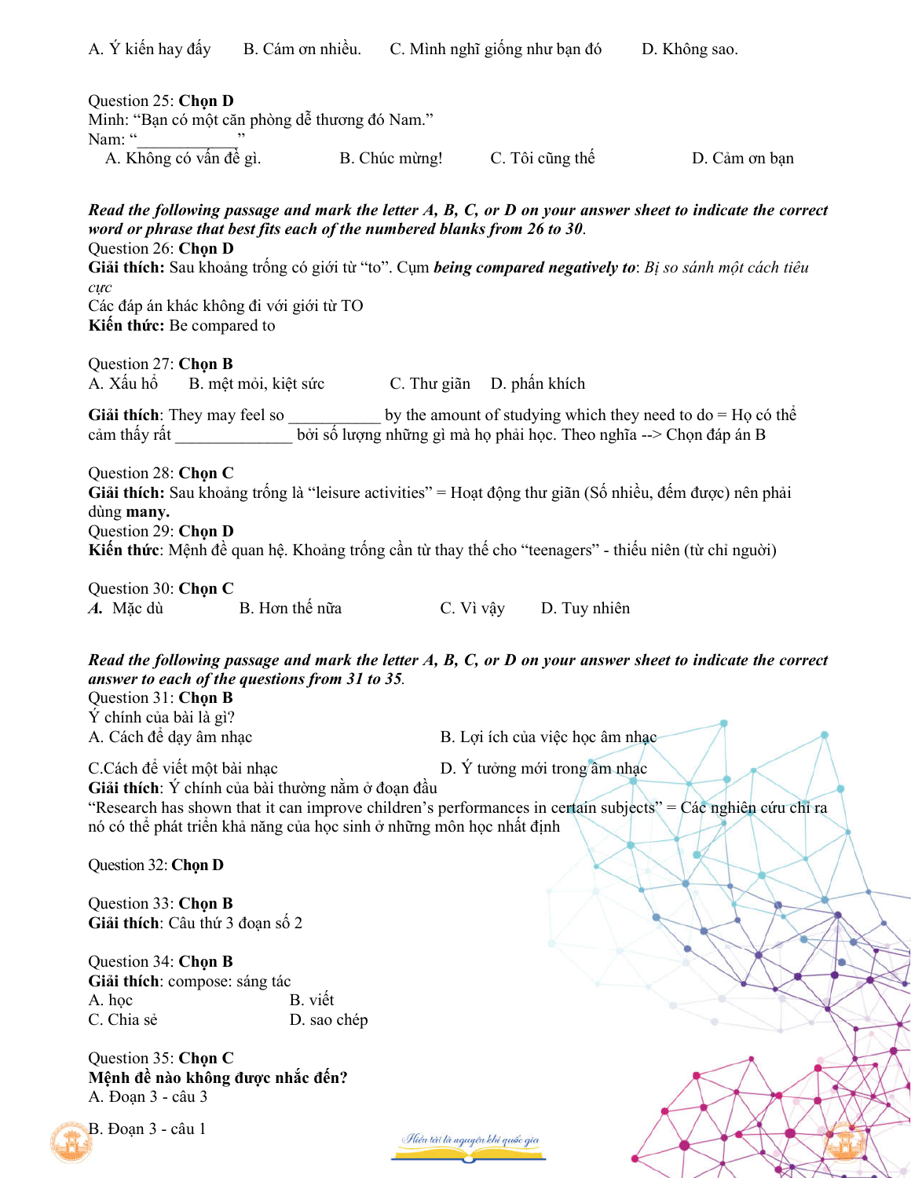A. Ý kiến hay đấy B. Cám ơn nhiều. C. Mình nghĩ giống như bạn đó D. Không sao.

Question 25: **Chọn D**
Minh: "Bạn có một căn phòng dễ thương đó Nam."
Nam: "____________"
A. Không có vấn đề gì. B. Chúc mừng! C. Tôi cũng thế D. Cảm ơn bạn

***Read the following passage and mark the letter A, B, C, or D on your answer sheet to indicate the correct word or phrase that best fits each of the numbered blanks from 26 to 30.***

Question 26: **Chọn D**
**Giải thích:** Sau khoảng trống có giới từ "to". Cụm ***being compared negatively to***: *Bị so sánh một cách tiêu cực*
Các đáp án khác không đi với giới từ TO
**Kiến thức:** Be compared to

Question 27: **Chọn B**
A. Xấu hổ B. mệt mỏi, kiệt sức C. Thư giãn D. phấn khích

**Giải thích**: They may feel so ___________ by the amount of studying which they need to do = Họ có thể cảm thấy rất ______________ bởi số lượng những gì mà họ phải học. Theo nghĩa --> Chọn đáp án B

Question 28: **Chọn C**
**Giải thích:** Sau khoảng trống là "leisure activities" = Hoạt động thư giãn (Số nhiều, đếm được) nên phải dùng **many.**
Question 29: **Chọn D**
**Kiến thức**: Mệnh đề quan hệ. Khoảng trống cần từ thay thế cho "teenagers" - thiếu niên (từ chỉ người)

Question 30: **Chọn C**
***A.*** Mặc dù B. Hơn thế nữa C. Vì vậy D. Tuy nhiên

***Read the following passage and mark the letter A, B, C, or D on your answer sheet to indicate the correct answer to each of the questions from 31 to 35.***

Question 31: **Chọn B**
Ý chính của bài là gì?
A. Cách để dạy âm nhạc
B. Lợi ích của việc học âm nhạc
C. Cách để viết một bài nhạc
D. Ý tưởng mới trong âm nhạc
**Giải thích**: Ý chính của bài thường nằm ở đoạn đầu
"Research has shown that it can improve children's performances in certain subjects" = Các nghiên cứu chỉ ra nó có thể phát triển khả năng của học sinh ở những môn học nhất định

Question 32: **Chọn D**

Question 33: **Chọn B**
**Giải thích**: Câu thứ 3 đoạn số 2

Question 34: **Chọn B**
**Giải thích**: compose: sáng tác
A. học B. viết
C. Chia sẻ D. sao chép

Question 35: **Chọn C**
**Mệnh đề nào không được nhắc đến?**
A. Đoạn 3 - câu 3

B. Đoạn 3 - câu 1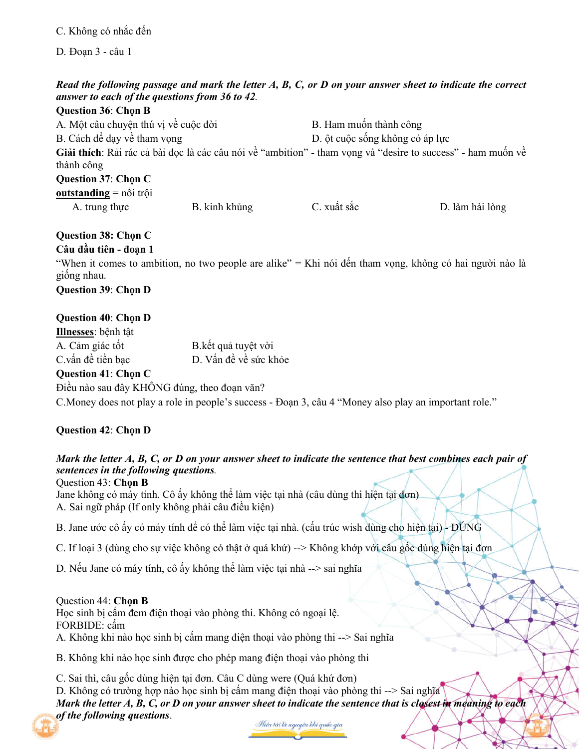C. Không có nhắc đến

D. Đoạn 3 - câu 1

***Read the following passage and mark the letter A, B, C, or D on your answer sheet to indicate the correct answer to each of the questions from 36 to 42.***

**Question 36**: **Chọn B**

A. Một câu chuyện thú vị về cuộc đời

B. Ham muốn thành công

B. Cách để dạy về tham vọng

D. ột cuộc sống không có áp lực

**Giải thích**: Rải rác cả bài đọc là các câu nói về "ambition" - tham vọng và "desire to success" - ham muốn về thành công

**Question 37**: **Chọn C**

**outstanding** = nổi trội

A. trung thực

B. kinh khủng

C. xuất sắc

D. làm hài lòng

**Question 38: Chọn C**

**Câu đầu tiên - đoạn 1**

"When it comes to ambition, no two people are alike" = Khi nói đến tham vọng, không có hai người nào là giống nhau.

**Question 39**: **Chọn D**

**Question 40**: **Chọn D**

**Illnesses**: bệnh tật

A. Cảm giác tốt

B.kết quả tuyệt vời

C.vấn đề tiền bạc

D. Vấn đề về sức khỏe

**Question 41**: **Chọn C**

Điều nào sau đây KHÔNG đúng, theo đoạn văn?

C.Money does not play a role in people's success - Đoạn 3, câu 4 "Money also play an important role."

**Question 42**: **Chọn D**

***Mark the letter A, B, C, or D on your answer sheet to indicate the sentence that best combines each pair of sentences in the following questions.***

Question 43: **Chọn B**

Jane không có máy tính. Cô ấy không thể làm việc tại nhà (câu dùng thì hiện tại đơn)

A. Sai ngữ pháp (If only không phải câu điều kiện)

B. Jane ước cô ấy có máy tính để có thể làm việc tại nhà. (cấu trúc wish dùng cho hiện tại) - ĐÚNG

C. If loại 3 (dùng cho sự việc không có thật ở quá khứ) --> Không khớp với câu gốc dùng hiện tại đơn

D. Nếu Jane có máy tính, cô ấy không thể làm việc tại nhà --> sai nghĩa

Question 44: **Chọn B**

Học sinh bị cấm đem điện thoại vào phòng thi. Không có ngoại lệ.

FORBIDE: cấm

A. Không khi nào học sinh bị cấm mang điện thoại vào phòng thi --> Sai nghĩa

B. Không khi nào học sinh được cho phép mang điện thoại vào phòng thi

C. Sai thì, câu gốc dùng hiện tại đơn. Câu C dùng were (Quá khứ đơn)

D. Không có trường hợp nào học sinh bị cấm mang điện thoại vào phòng thi --> Sai nghĩa

***Mark the letter A, B, C, or D on your answer sheet to indicate the sentence that is closest in meaning to each of the following questions.***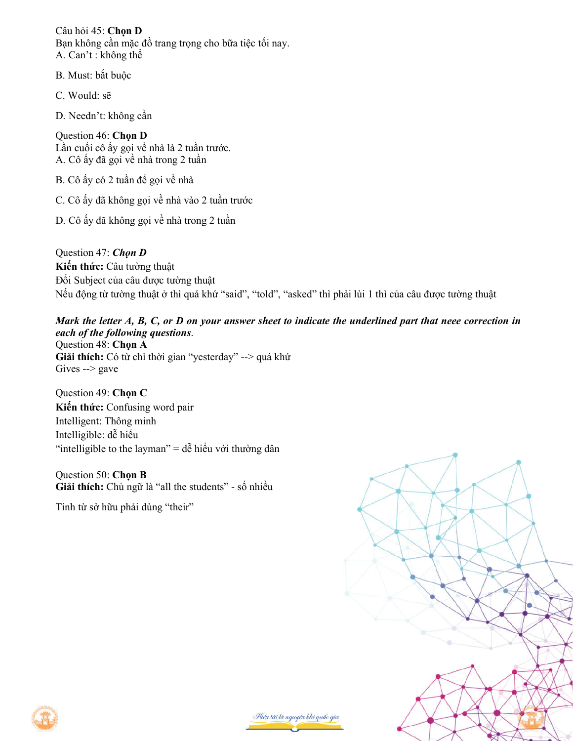Câu hỏi 45: **Chọn D**
Bạn không cần mặc đồ trang trọng cho bữa tiệc tối nay.
A. Can't : không thể

B. Must: bắt buộc

C. Would: sẽ

D. Needn't: không cần

Question 46: **Chọn D**
Lần cuối cô ấy gọi về nhà là 2 tuần trước.
A. Cô ấy đã gọi về nhà trong 2 tuần

B. Cô ấy có 2 tuần để gọi về nhà

C. Cô ấy đã không gọi về nhà vào 2 tuần trước

D. Cô ấy đã không gọi về nhà trong 2 tuần

Question 47: ***Chọn D***
**Kiến thức:** Câu tường thuật
Đổi Subject của câu được tường thuật
Nếu động từ tường thuật ở thì quá khứ "said", "told", "asked" thì phải lùi 1 thì của câu được tường thuật

***Mark the letter A, B, C, or D on your answer sheet to indicate the underlined part that neee correction in each of the following questions.***
Question 48: **Chọn A**
**Giải thích:** Có từ chỉ thời gian "yesterday" --> quá khứ
Gives --> gave

Question 49: **Chọn C**
**Kiến thức:** Confusing word pair
Intelligent: Thông minh
Intelligible: dễ hiểu
"intelligible to the layman" = dễ hiểu với thường dân

Question 50: **Chọn B**
**Giải thích:** Chủ ngữ là "all the students" - số nhiều

Tính từ sở hữu phải dùng "their"